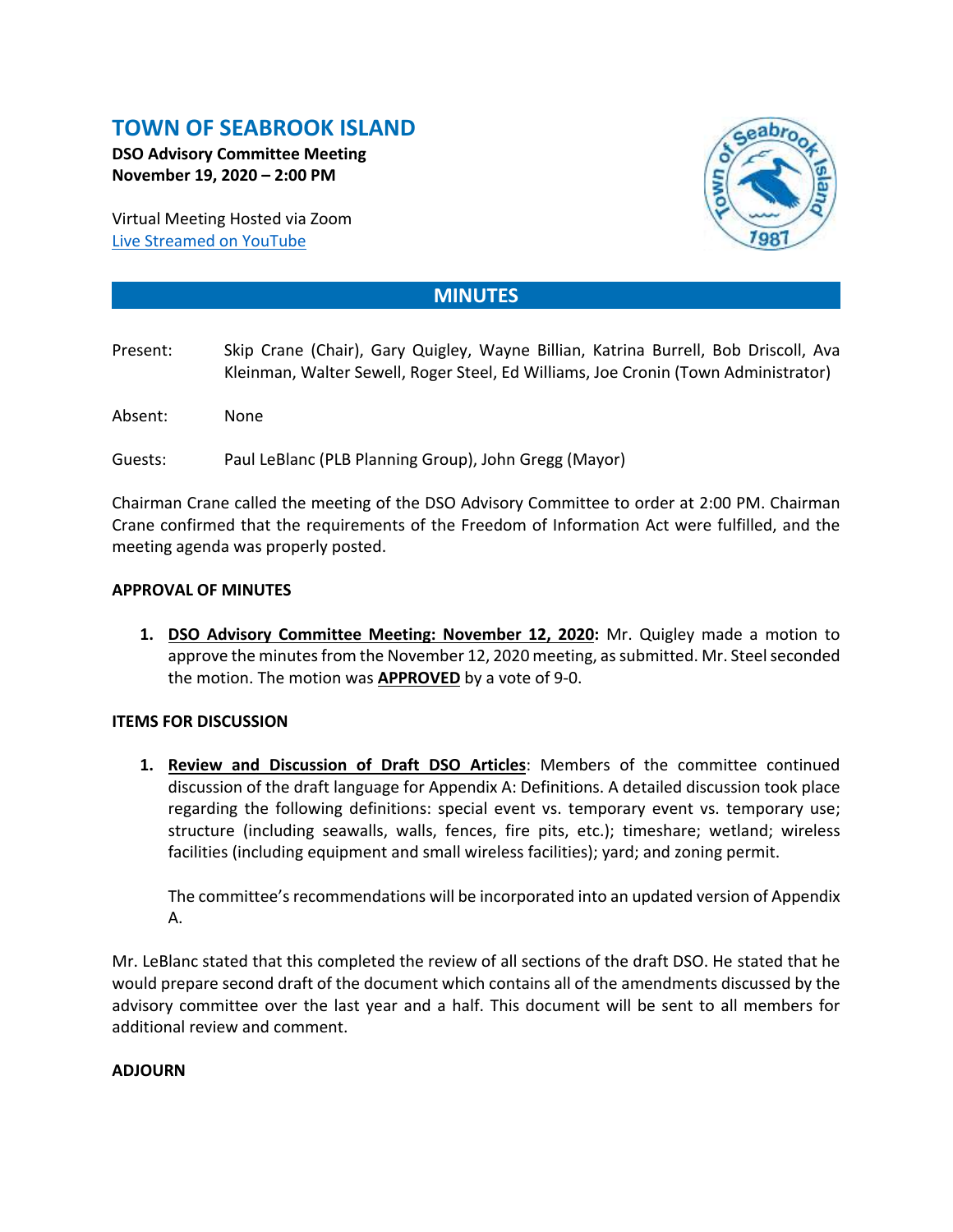# TOWN OF SEABROOK ISLAND

**DSO Advisory Committee Meeting**
**November 19, 2020 – 2:00 PM**

Virtual Meeting Hosted via Zoom
Live Streamed on YouTube

## MINUTES

Present: Skip Crane (Chair), Gary Quigley, Wayne Billian, Katrina Burrell, Bob Driscoll, Ava Kleinman, Walter Sewell, Roger Steel, Ed Williams, Joe Cronin (Town Administrator)

Absent: None

Guests: Paul LeBlanc (PLB Planning Group), John Gregg (Mayor)

Chairman Crane called the meeting of the DSO Advisory Committee to order at 2:00 PM. Chairman Crane confirmed that the requirements of the Freedom of Information Act were fulfilled, and the meeting agenda was properly posted.

### APPROVAL OF MINUTES

1. **DSO Advisory Committee Meeting: November 12, 2020:** Mr. Quigley made a motion to approve the minutes from the November 12, 2020 meeting, as submitted. Mr. Steel seconded the motion. The motion was **APPROVED** by a vote of 9-0.

### ITEMS FOR DISCUSSION

1. **Review and Discussion of Draft DSO Articles**: Members of the committee continued discussion of the draft language for Appendix A: Definitions. A detailed discussion took place regarding the following definitions: special event vs. temporary event vs. temporary use; structure (including seawalls, walls, fences, fire pits, etc.); timeshare; wetland; wireless facilities (including equipment and small wireless facilities); yard; and zoning permit.

   The committee's recommendations will be incorporated into an updated version of Appendix A.

Mr. LeBlanc stated that this completed the review of all sections of the draft DSO. He stated that he would prepare second draft of the document which contains all of the amendments discussed by the advisory committee over the last year and a half. This document will be sent to all members for additional review and comment.

### ADJOURN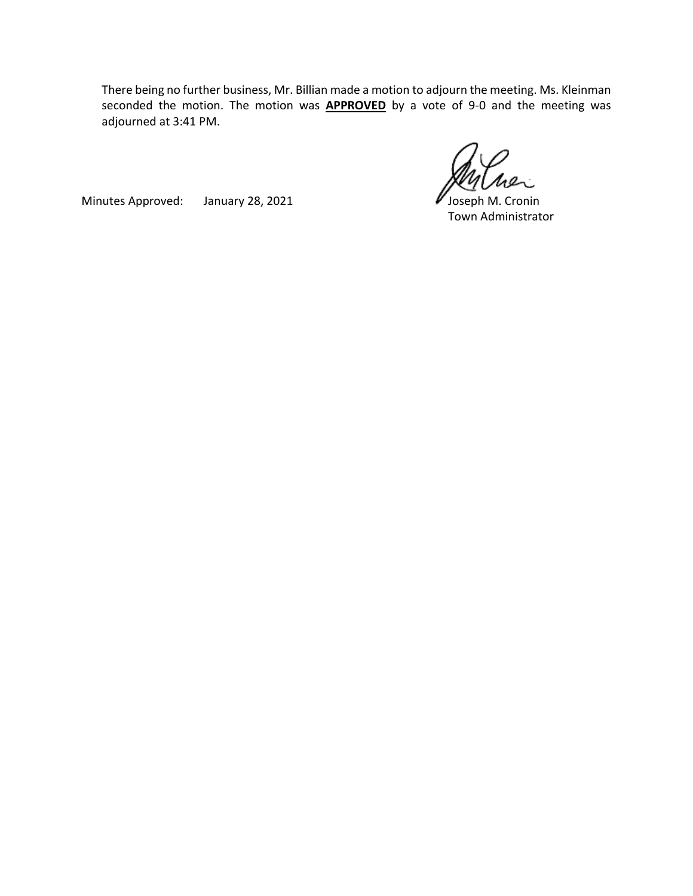There being no further business, Mr. Billian made a motion to adjourn the meeting. Ms. Kleinman seconded the motion. The motion was **APPROVED** by a vote of 9-0 and the meeting was adjourned at 3:41 PM.

Minutes Approved: January 28, 2021

Joseph M. Cronin
Town Administrator